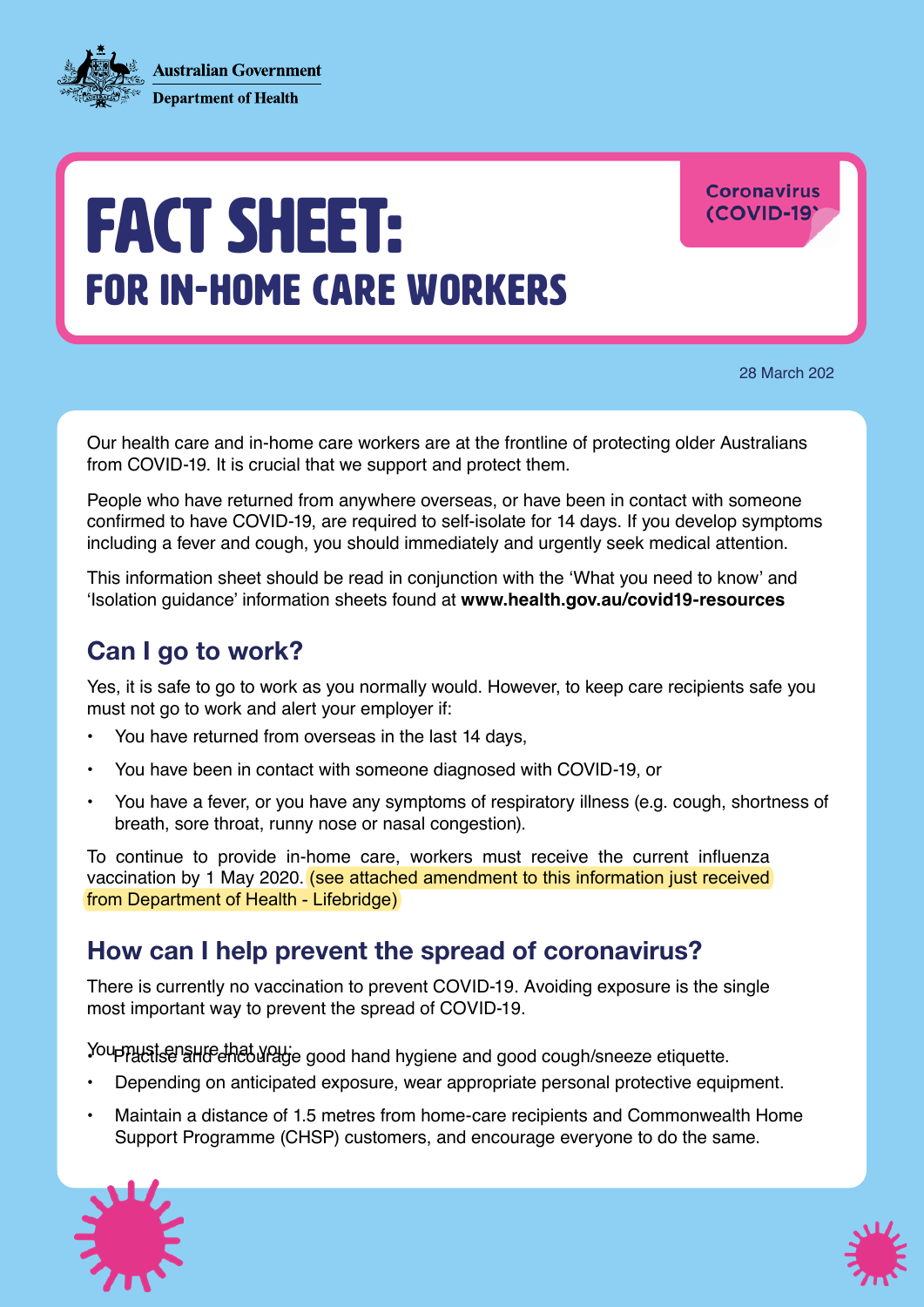Australian Government
Department of Health

Coronavirus (COVID-19)

# FACT SHEET:
## FOR IN-HOME CARE WORKERS

28 March 202

Our health care and in-home care workers are at the frontline of protecting older Australians from COVID-19. It is crucial that we support and protect them.

People who have returned from anywhere overseas, or have been in contact with someone confirmed to have COVID-19, are required to self-isolate for 14 days. If you develop symptoms including a fever and cough, you should immediately and urgently seek medical attention.

This information sheet should be read in conjunction with the 'What you need to know' and 'Isolation guidance' information sheets found at **www.health.gov.au/covid19-resources**

## Can I go to work?

Yes, it is safe to go to work as you normally would. However, to keep care recipients safe you must not go to work and alert your employer if:

- You have returned from overseas in the last 14 days,
- You have been in contact with someone diagnosed with COVID-19, or
- You have a fever, or you have any symptoms of respiratory illness (e.g. cough, shortness of breath, sore throat, runny nose or nasal congestion).

To continue to provide in-home care, workers must receive the current influenza vaccination by 1 May 2020. (see attached amendment to this information just received from Department of Health - Lifebridge)

## How can I help prevent the spread of coronavirus?

There is currently no vaccination to prevent COVID-19. Avoiding exposure is the single most important way to prevent the spread of COVID-19.

You must ensure that you:

- Practise and encourage good hand hygiene and good cough/sneeze etiquette.
- Depending on anticipated exposure, wear appropriate personal protective equipment.
- Maintain a distance of 1.5 metres from home-care recipients and Commonwealth Home Support Programme (CHSP) customers, and encourage everyone to do the same.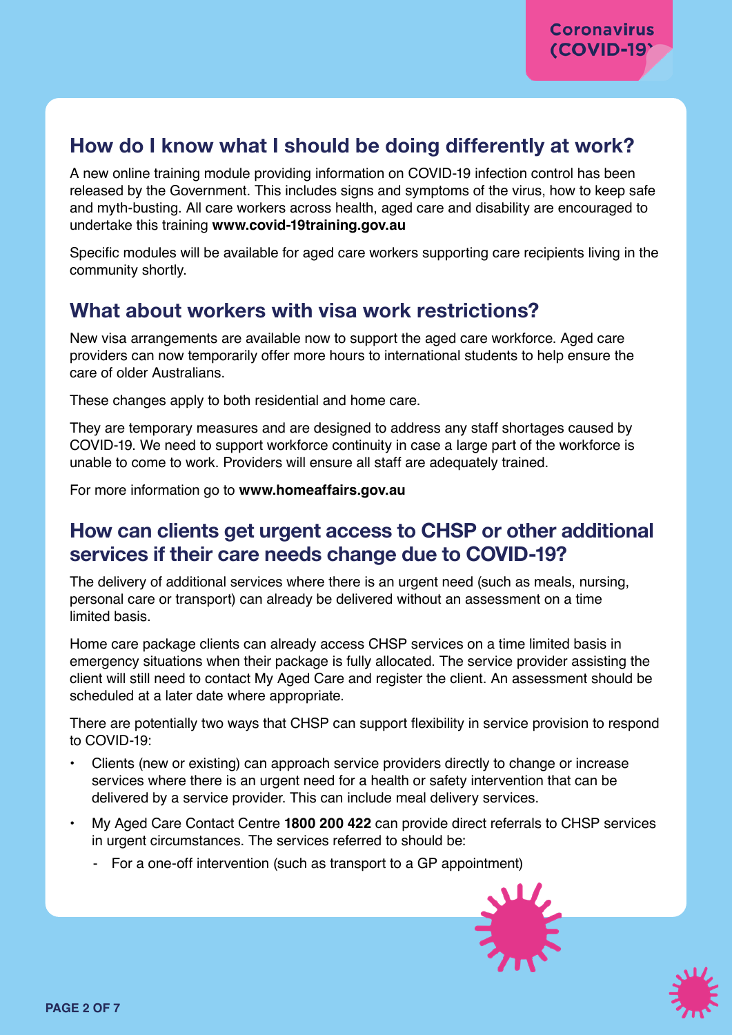## How do I know what I should be doing differently at work?

A new online training module providing information on COVID-19 infection control has been released by the Government. This includes signs and symptoms of the virus, how to keep safe and myth-busting. All care workers across health, aged care and disability are encouraged to undertake this training **www.covid-19training.gov.au**

Specific modules will be available for aged care workers supporting care recipients living in the community shortly.

## What about workers with visa work restrictions?

New visa arrangements are available now to support the aged care workforce. Aged care providers can now temporarily offer more hours to international students to help ensure the care of older Australians.

These changes apply to both residential and home care.

They are temporary measures and are designed to address any staff shortages caused by COVID-19. We need to support workforce continuity in case a large part of the workforce is unable to come to work. Providers will ensure all staff are adequately trained.

For more information go to **www.homeaffairs.gov.au**

## How can clients get urgent access to CHSP or other additional services if their care needs change due to COVID-19?

The delivery of additional services where there is an urgent need (such as meals, nursing, personal care or transport) can already be delivered without an assessment on a time limited basis.

Home care package clients can already access CHSP services on a time limited basis in emergency situations when their package is fully allocated. The service provider assisting the client will still need to contact My Aged Care and register the client. An assessment should be scheduled at a later date where appropriate.

There are potentially two ways that CHSP can support flexibility in service provision to respond to COVID-19:

- Clients (new or existing) can approach service providers directly to change or increase services where there is an urgent need for a health or safety intervention that can be delivered by a service provider. This can include meal delivery services.
- My Aged Care Contact Centre **1800 200 422** can provide direct referrals to CHSP services in urgent circumstances. The services referred to should be:
  - For a one-off intervention (such as transport to a GP appointment)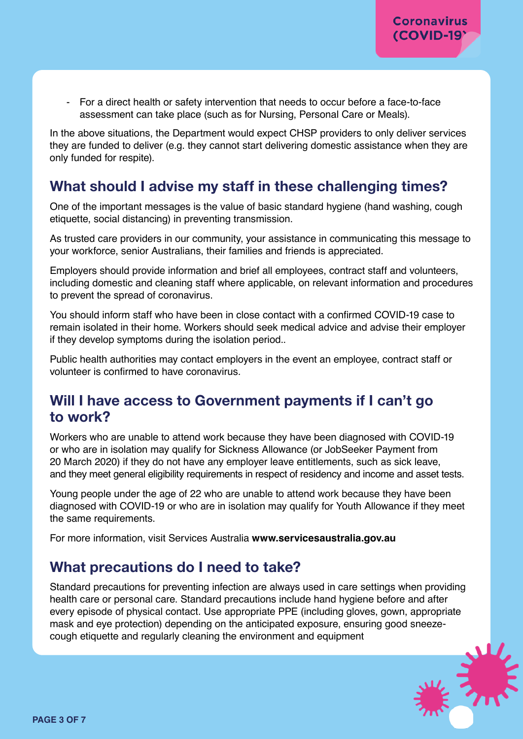- For a direct health or safety intervention that needs to occur before a face-to-face assessment can take place (such as for Nursing, Personal Care or Meals).

In the above situations, the Department would expect CHSP providers to only deliver services they are funded to deliver (e.g. they cannot start delivering domestic assistance when they are only funded for respite).

## What should I advise my staff in these challenging times?

One of the important messages is the value of basic standard hygiene (hand washing, cough etiquette, social distancing) in preventing transmission.

As trusted care providers in our community, your assistance in communicating this message to your workforce, senior Australians, their families and friends is appreciated.

Employers should provide information and brief all employees, contract staff and volunteers, including domestic and cleaning staff where applicable, on relevant information and procedures to prevent the spread of coronavirus.

You should inform staff who have been in close contact with a confirmed COVID-19 case to remain isolated in their home. Workers should seek medical advice and advise their employer if they develop symptoms during the isolation period..

Public health authorities may contact employers in the event an employee, contract staff or volunteer is confirmed to have coronavirus.

## Will I have access to Government payments if I can't go to work?

Workers who are unable to attend work because they have been diagnosed with COVID-19 or who are in isolation may qualify for Sickness Allowance (or JobSeeker Payment from 20 March 2020) if they do not have any employer leave entitlements, such as sick leave, and they meet general eligibility requirements in respect of residency and income and asset tests.

Young people under the age of 22 who are unable to attend work because they have been diagnosed with COVID-19 or who are in isolation may qualify for Youth Allowance if they meet the same requirements.

For more information, visit Services Australia **www.servicesaustralia.gov.au**

## What precautions do I need to take?

Standard precautions for preventing infection are always used in care settings when providing health care or personal care. Standard precautions include hand hygiene before and after every episode of physical contact. Use appropriate PPE (including gloves, gown, appropriate mask and eye protection) depending on the anticipated exposure, ensuring good sneeze-cough etiquette and regularly cleaning the environment and equipment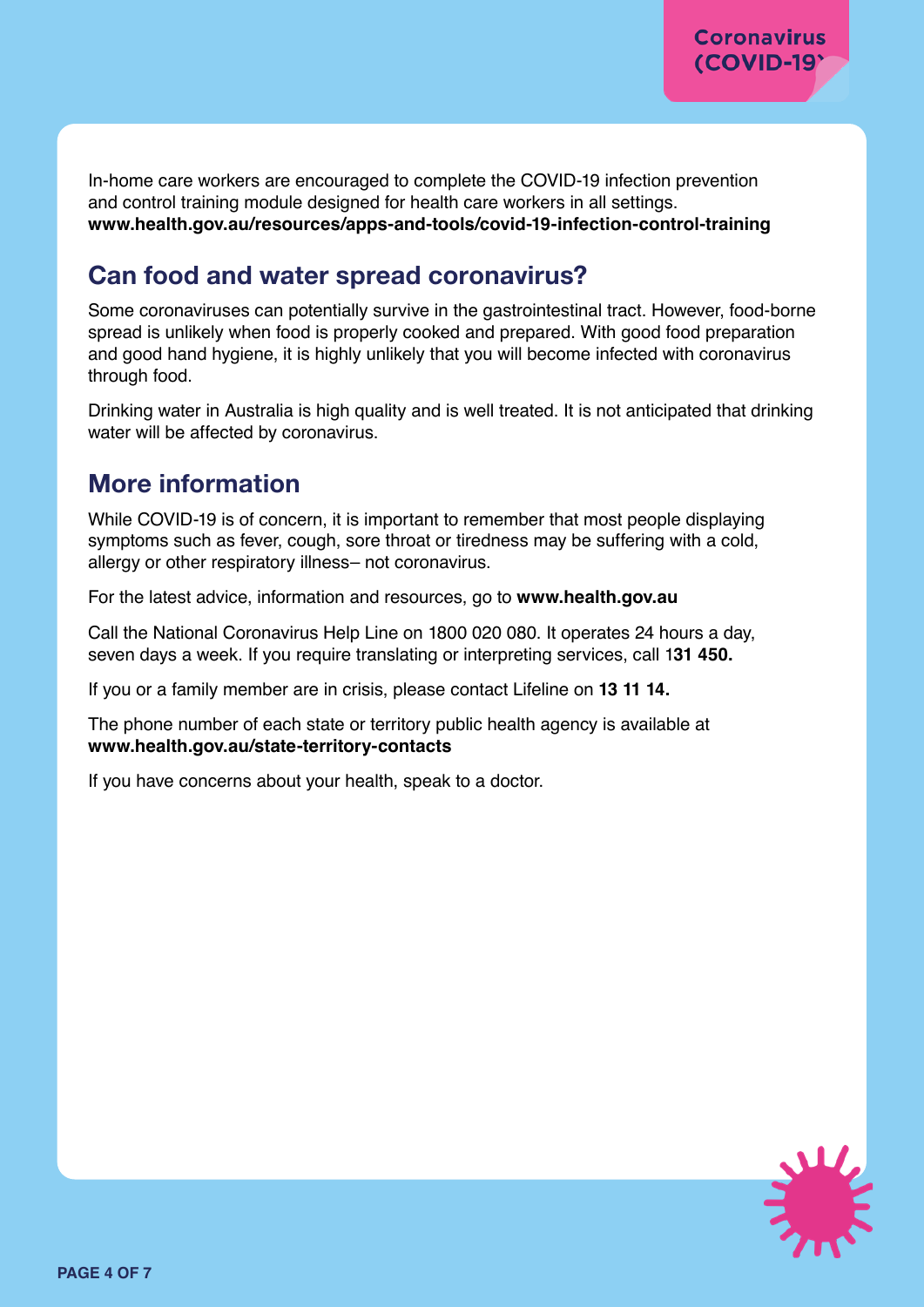In-home care workers are encouraged to complete the COVID-19 infection prevention and control training module designed for health care workers in all settings. **www.health.gov.au/resources/apps-and-tools/covid-19-infection-control-training**

## Can food and water spread coronavirus?

Some coronaviruses can potentially survive in the gastrointestinal tract. However, food-borne spread is unlikely when food is properly cooked and prepared. With good food preparation and good hand hygiene, it is highly unlikely that you will become infected with coronavirus through food.

Drinking water in Australia is high quality and is well treated. It is not anticipated that drinking water will be affected by coronavirus.

## More information

While COVID-19 is of concern, it is important to remember that most people displaying symptoms such as fever, cough, sore throat or tiredness may be suffering with a cold, allergy or other respiratory illness– not coronavirus.

For the latest advice, information and resources, go to **www.health.gov.au**

Call the National Coronavirus Help Line on 1800 020 080. It operates 24 hours a day, seven days a week. If you require translating or interpreting services, call 1**31 450.**

If you or a family member are in crisis, please contact Lifeline on **13 11 14.**

The phone number of each state or territory public health agency is available at **www.health.gov.au/state-territory-contacts**

If you have concerns about your health, speak to a doctor.